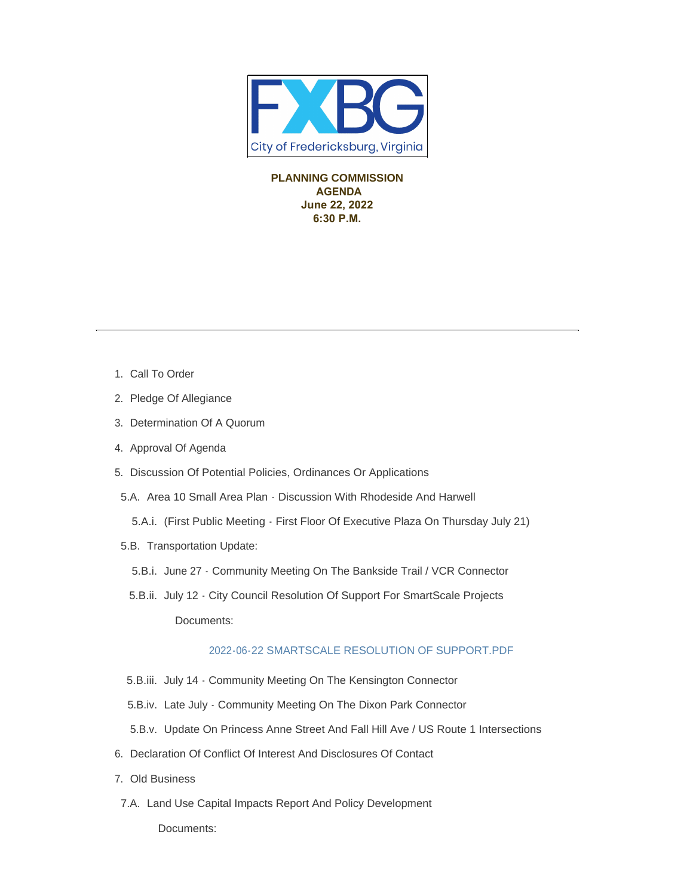FXBG

City of Fredericksburg, Virginia

**PLANNING COMMISSION**
**AGENDA**
**June 22, 2022**
**6:30 P.M.**

---

1. Call To Order
2. Pledge Of Allegiance
3. Determination Of A Quorum
4. Approval Of Agenda
5. Discussion Of Potential Policies, Ordinances Or Applications
   - 5.A. Area 10 Small Area Plan - Discussion With Rhodeside And Harwell
     - 5.A.i. (First Public Meeting - First Floor Of Executive Plaza On Thursday July 21)
   - 5.B. Transportation Update:
     - 5.B.i. June 27 - Community Meeting On The Bankside Trail / VCR Connector
     - 5.B.ii. July 12 - City Council Resolution Of Support For SmartScale Projects

       Documents:

       2022-06-22 SMARTSCALE RESOLUTION OF SUPPORT.PDF
     - 5.B.iii. July 14 - Community Meeting On The Kensington Connector
     - 5.B.iv. Late July - Community Meeting On The Dixon Park Connector
     - 5.B.v. Update On Princess Anne Street And Fall Hill Ave / US Route 1 Intersections
6. Declaration Of Conflict Of Interest And Disclosures Of Contact
7. Old Business
   - 7.A. Land Use Capital Impacts Report And Policy Development

     Documents: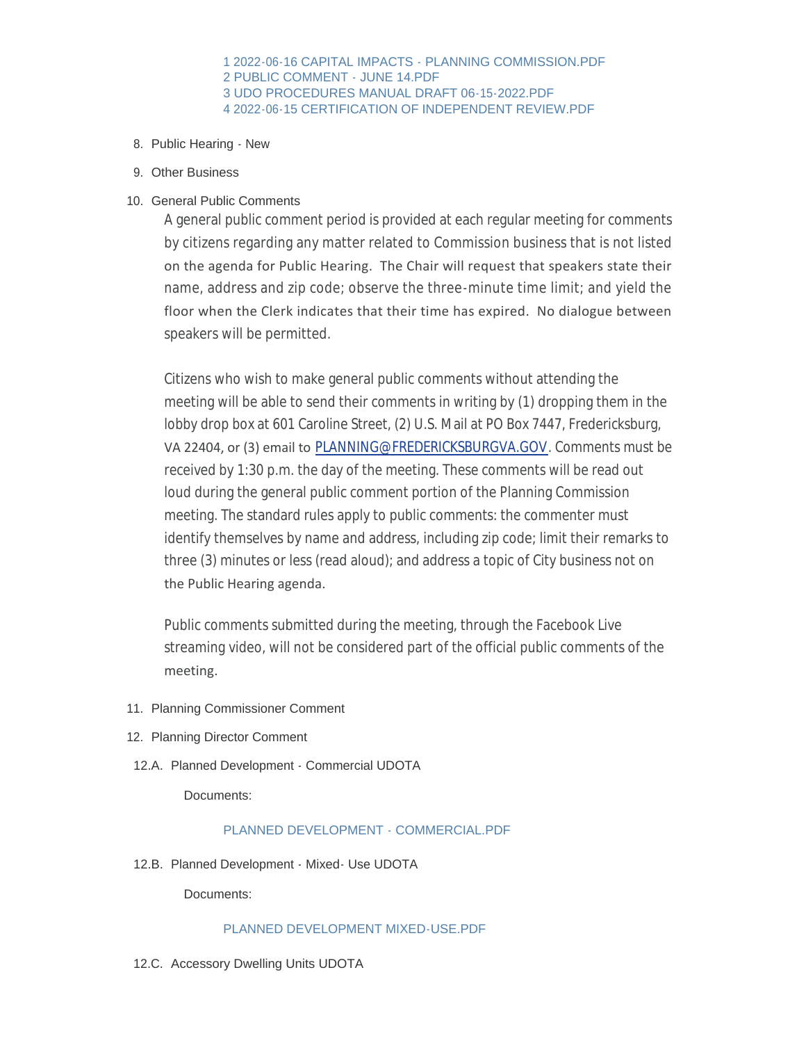1 2022-06-16 CAPITAL IMPACTS - PLANNING COMMISSION.PDF
2 PUBLIC COMMENT - JUNE 14.PDF
3 UDO PROCEDURES MANUAL DRAFT 06-15-2022.PDF
4 2022-06-15 CERTIFICATION OF INDEPENDENT REVIEW.PDF

8. Public Hearing - New

9. Other Business

10. General Public Comments

    A general public comment period is provided at each regular meeting for comments by citizens regarding any matter related to Commission business that is not listed on the agenda for Public Hearing. The Chair will request that speakers state their name, address and zip code; observe the three-minute time limit; and yield the floor when the Clerk indicates that their time has expired. No dialogue between speakers will be permitted.

    Citizens who wish to make general public comments without attending the meeting will be able to send their comments in writing by (1) dropping them in the lobby drop box at 601 Caroline Street, (2) U.S. Mail at PO Box 7447, Fredericksburg, VA 22404, or (3) email to PLANNING@FREDERICKSBURGVA.GOV. Comments must be received by 1:30 p.m. the day of the meeting. These comments will be read out loud during the general public comment portion of the Planning Commission meeting. The standard rules apply to public comments: the commenter must identify themselves by name and address, including zip code; limit their remarks to three (3) minutes or less (read aloud); and address a topic of City business not on the Public Hearing agenda.

    Public comments submitted during the meeting, through the Facebook Live streaming video, will not be considered part of the official public comments of the meeting.

11. Planning Commissioner Comment

12. Planning Director Comment

12.A. Planned Development - Commercial UDOTA

Documents:

PLANNED DEVELOPMENT - COMMERCIAL.PDF

12.B. Planned Development - Mixed- Use UDOTA

Documents:

PLANNED DEVELOPMENT MIXED-USE.PDF

12.C. Accessory Dwelling Units UDOTA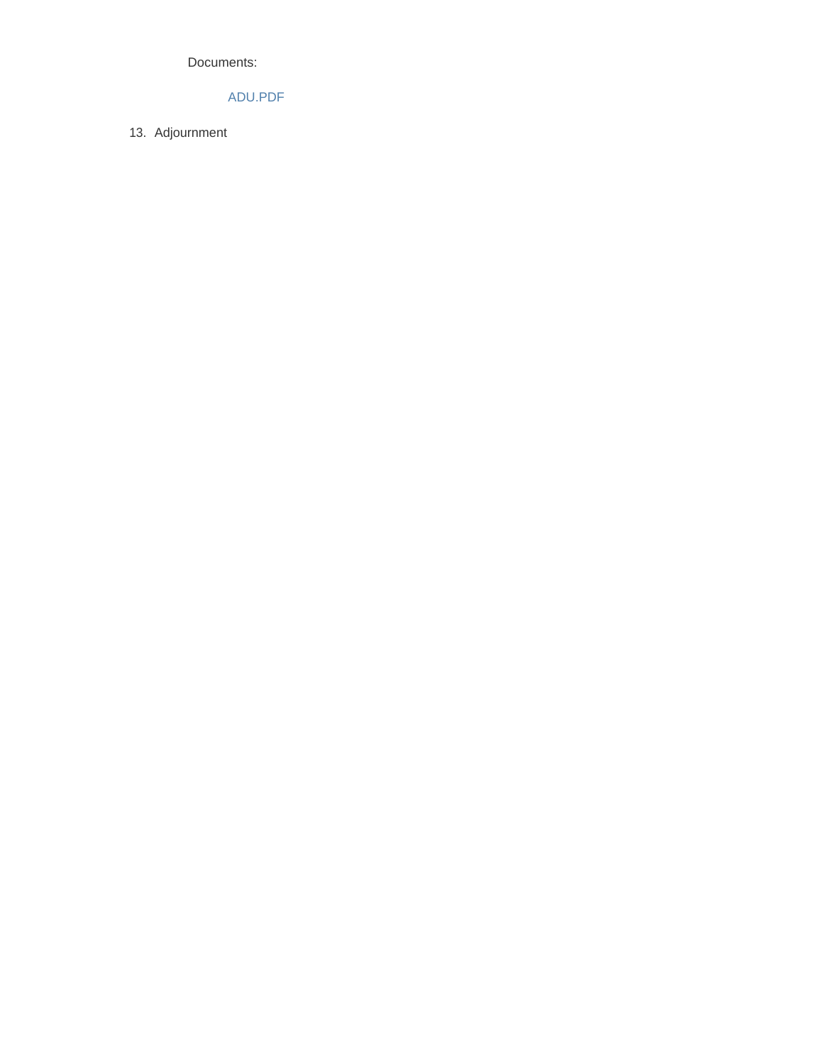Documents:

ADU.PDF

13. Adjournment